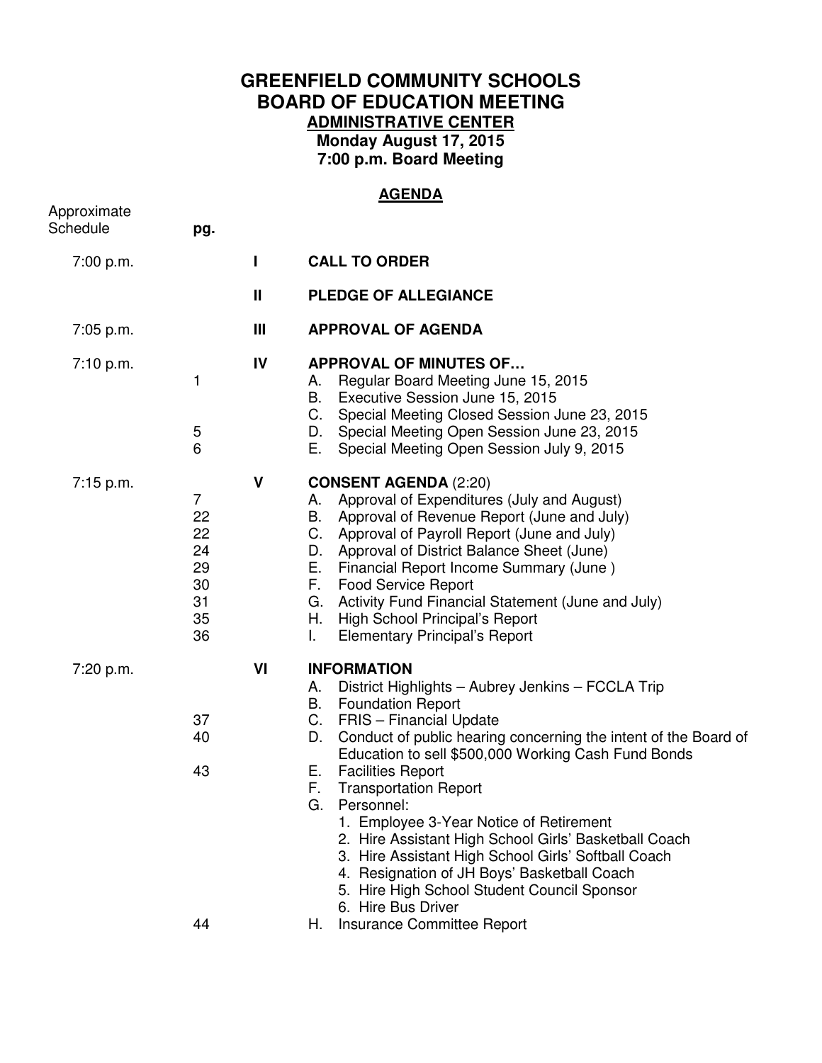# GREENFIELD COMMUNITY SCHOOLS
# BOARD OF EDUCATION MEETING

**ADMINISTRATIVE CENTER**

**Monday August 17, 2015**

**7:00 p.m. Board Meeting**

## AGENDA

| Approximate Schedule | pg. | | |
|---|---|---|---|
| 7:00 p.m. | | I | **CALL TO ORDER** |
| | | II | **PLEDGE OF ALLEGIANCE** |
| 7:05 p.m. | | III | **APPROVAL OF AGENDA** |
| 7:10 p.m. | | IV | **APPROVAL OF MINUTES OF…** |
| | 1 | | A. Regular Board Meeting June 15, 2015 |
| | | | B. Executive Session June 15, 2015 |
| | | | C. Special Meeting Closed Session June 23, 2015 |
| | 5 | | D. Special Meeting Open Session June 23, 2015 |
| | 6 | | E. Special Meeting Open Session July 9, 2015 |
| 7:15 p.m. | | V | **CONSENT AGENDA** (2:20) |
| | 7 | | A. Approval of Expenditures (July and August) |
| | 22 | | B. Approval of Revenue Report (June and July) |
| | 22 | | C. Approval of Payroll Report (June and July) |
| | 24 | | D. Approval of District Balance Sheet (June) |
| | 29 | | E. Financial Report Income Summary (June ) |
| | 30 | | F. Food Service Report |
| | 31 | | G. Activity Fund Financial Statement (June and July) |
| | 35 | | H. High School Principal's Report |
| | 36 | | I. Elementary Principal's Report |
| 7:20 p.m. | | VI | **INFORMATION** |
| | | | A. District Highlights – Aubrey Jenkins – FCCLA Trip |
| | | | B. Foundation Report |
| | 37 | | C. FRIS – Financial Update |
| | 40 | | D. Conduct of public hearing concerning the intent of the Board of Education to sell $500,000 Working Cash Fund Bonds |
| | 43 | | E. Facilities Report |
| | | | F. Transportation Report |
| | | | G. Personnel: 1. Employee 3-Year Notice of Retirement; 2. Hire Assistant High School Girls' Basketball Coach; 3. Hire Assistant High School Girls' Softball Coach; 4. Resignation of JH Boys' Basketball Coach; 5. Hire High School Student Council Sponsor; 6. Hire Bus Driver |
| | 44 | | H. Insurance Committee Report |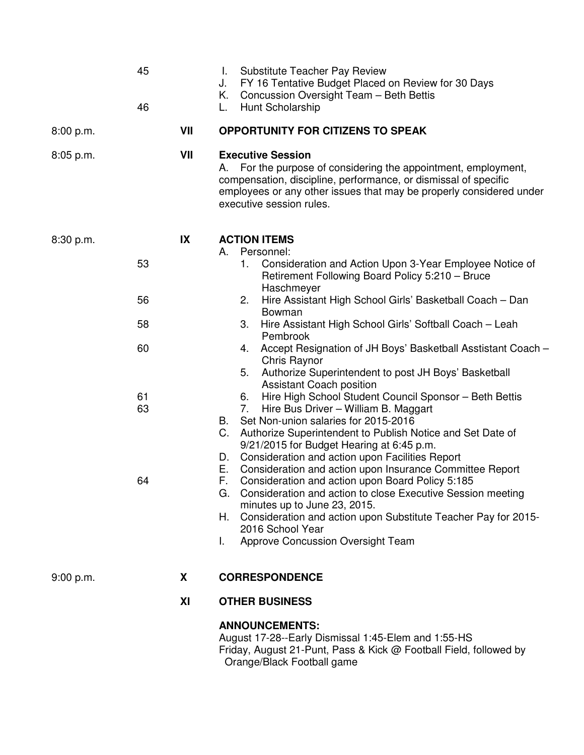| | | | |
|---|---|---|---|
| | 45 | | I. Substitute Teacher Pay Review |
| | | | J. FY 16 Tentative Budget Placed on Review for 30 Days |
| | | | K. Concussion Oversight Team – Beth Bettis |
| | 46 | | L. Hunt Scholarship |
| 8:00 p.m. | | **VII** | **OPPORTUNITY FOR CITIZENS TO SPEAK** |
| 8:05 p.m. | | **VII** | **Executive Session** A. For the purpose of considering the appointment, employment, compensation, discipline, performance, or dismissal of specific employees or any other issues that may be properly considered under executive session rules. |
| 8:30 p.m. | | **IX** | **ACTION ITEMS** |
| | | | A. Personnel: |
| | 53 | | 1. Consideration and Action Upon 3-Year Employee Notice of Retirement Following Board Policy 5:210 – Bruce Haschmeyer |
| | 56 | | 2. Hire Assistant High School Girls' Basketball Coach – Dan Bowman |
| | 58 | | 3. Hire Assistant High School Girls' Softball Coach – Leah Pembrook |
| | 60 | | 4. Accept Resignation of JH Boys' Basketball Asstistant Coach – Chris Raynor |
| | | | 5. Authorize Superintendent to post JH Boys' Basketball Assistant Coach position |
| | 61 | | 6. Hire High School Student Council Sponsor – Beth Bettis |
| | 63 | | 7. Hire Bus Driver – William B. Maggart |
| | | | B. Set Non-union salaries for 2015-2016 |
| | | | C. Authorize Superintendent to Publish Notice and Set Date of 9/21/2015 for Budget Hearing at 6:45 p.m. |
| | | | D. Consideration and action upon Facilities Report |
| | | | E. Consideration and action upon Insurance Committee Report |
| | 64 | | F. Consideration and action upon Board Policy 5:185 |
| | | | G. Consideration and action to close Executive Session meeting minutes up to June 23, 2015. |
| | | | H. Consideration and action upon Substitute Teacher Pay for 2015-2016 School Year |
| | | | I. Approve Concussion Oversight Team |
| 9:00 p.m. | | **X** | **CORRESPONDENCE** |
| | | **XI** | **OTHER BUSINESS** |

**ANNOUNCEMENTS:**

August 17-28--Early Dismissal 1:45-Elem and 1:55-HS

Friday, August 21-Punt, Pass & Kick @ Football Field, followed by Orange/Black Football game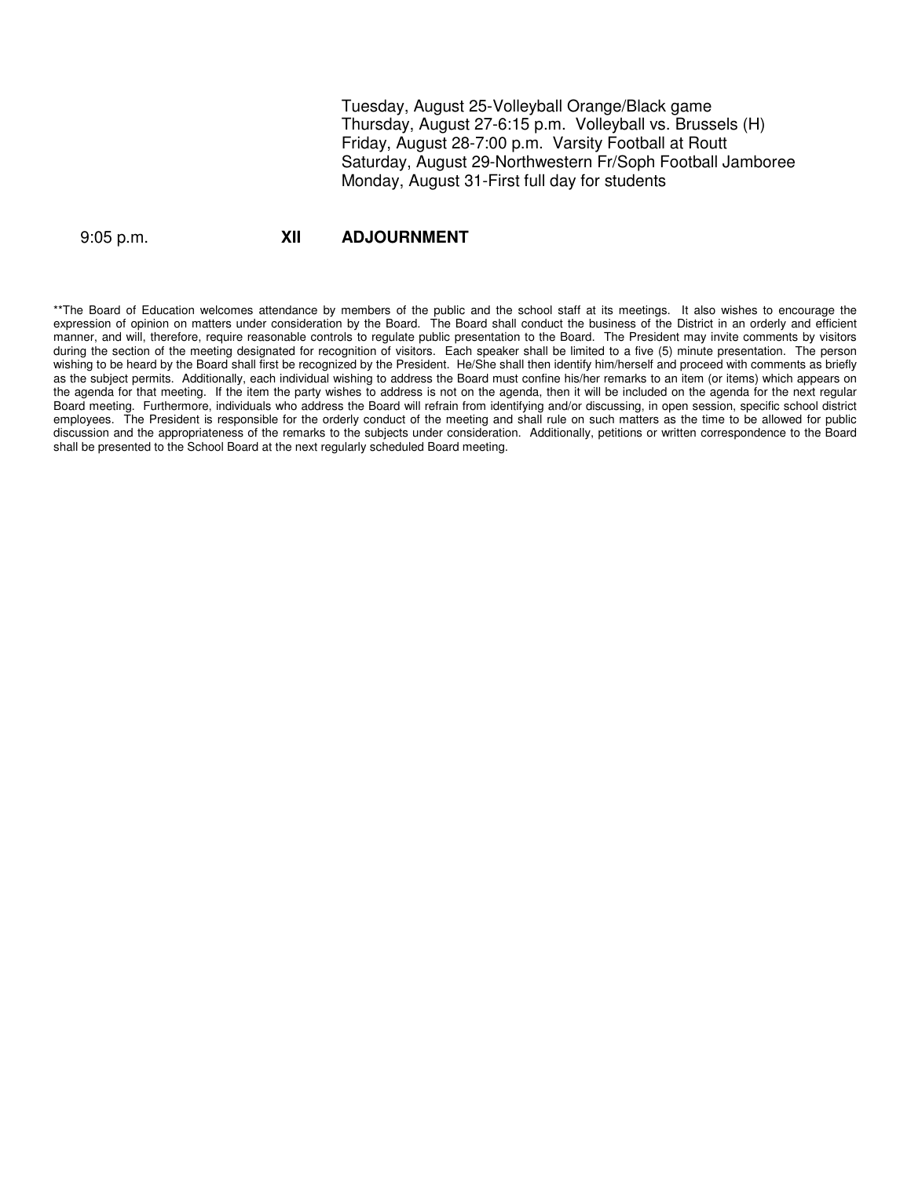Tuesday, August 25-Volleyball Orange/Black game
Thursday, August 27-6:15 p.m. Volleyball vs. Brussels (H)
Friday, August 28-7:00 p.m. Varsity Football at Routt
Saturday, August 29-Northwestern Fr/Soph Football Jamboree
Monday, August 31-First full day for students

9:05 p.m. **XII ADJOURNMENT**

**The Board of Education welcomes attendance by members of the public and the school staff at its meetings. It also wishes to encourage the expression of opinion on matters under consideration by the Board. The Board shall conduct the business of the District in an orderly and efficient manner, and will, therefore, require reasonable controls to regulate public presentation to the Board. The President may invite comments by visitors during the section of the meeting designated for recognition of visitors. Each speaker shall be limited to a five (5) minute presentation. The person wishing to be heard by the Board shall first be recognized by the President. He/She shall then identify him/herself and proceed with comments as briefly as the subject permits. Additionally, each individual wishing to address the Board must confine his/her remarks to an item (or items) which appears on the agenda for that meeting. If the item the party wishes to address is not on the agenda, then it will be included on the agenda for the next regular Board meeting. Furthermore, individuals who address the Board will refrain from identifying and/or discussing, in open session, specific school district employees. The President is responsible for the orderly conduct of the meeting and shall rule on such matters as the time to be allowed for public discussion and the appropriateness of the remarks to the subjects under consideration. Additionally, petitions or written correspondence to the Board shall be presented to the School Board at the next regularly scheduled Board meeting.